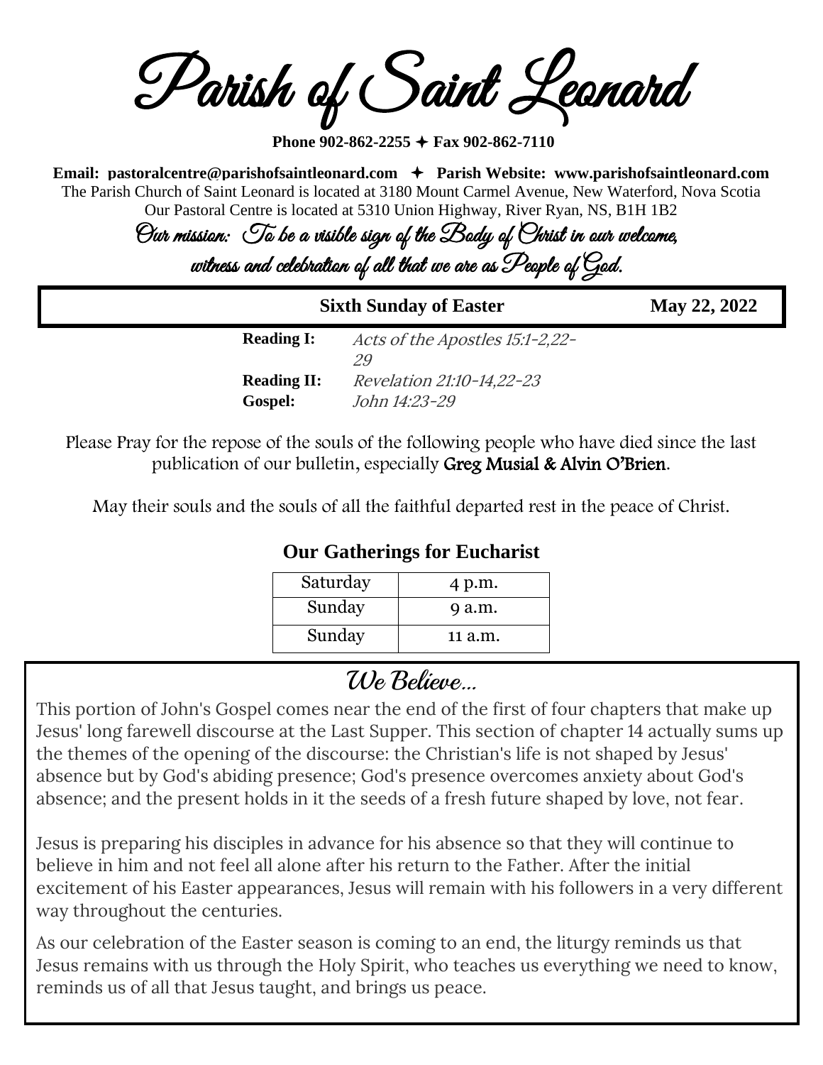# Parish of Saint Leonard

**Phone 902-862-2255 ✦ Fax 902-862-7110**

**Email: pastoralcentre@parishofsaintleonard.com ✦ Parish Website: www.parishofsaintleonard.com**
The Parish Church of Saint Leonard is located at 3180 Mount Carmel Avenue, New Waterford, Nova Scotia
Our Pastoral Centre is located at 5310 Union Highway, River Ryan, NS, B1H 1B2

*Our mission: To be a visible sign of the Body of Christ in our welcome, witness and celebration of all that we are as People of God.*

| **Sixth Sunday of Easter** | **May 22, 2022** |
|---|---|

| | |
|---|---|
| **Reading I:** | *Acts of the Apostles 15:1-2,22-29* |
| **Reading II:** | *Revelation 21:10-14,22-23* |
| **Gospel:** | *John 14:23-29* |

Please Pray for the repose of the souls of the following people who have died since the last publication of our bulletin, especially Greg Musial & Alvin O'Brien.

May their souls and the souls of all the faithful departed rest in the peace of Christ.

### Our Gatherings for Eucharist

| | |
|---|---|
| Saturday | 4 p.m. |
| Sunday | 9 a.m. |
| Sunday | 11 a.m. |

## We Believe...

This portion of John's Gospel comes near the end of the first of four chapters that make up Jesus' long farewell discourse at the Last Supper. This section of chapter 14 actually sums up the themes of the opening of the discourse: the Christian's life is not shaped by Jesus' absence but by God's abiding presence; God's presence overcomes anxiety about God's absence; and the present holds in it the seeds of a fresh future shaped by love, not fear.

Jesus is preparing his disciples in advance for his absence so that they will continue to believe in him and not feel all alone after his return to the Father. After the initial excitement of his Easter appearances, Jesus will remain with his followers in a very different way throughout the centuries.

As our celebration of the Easter season is coming to an end, the liturgy reminds us that Jesus remains with us through the Holy Spirit, who teaches us everything we need to know, reminds us of all that Jesus taught, and brings us peace.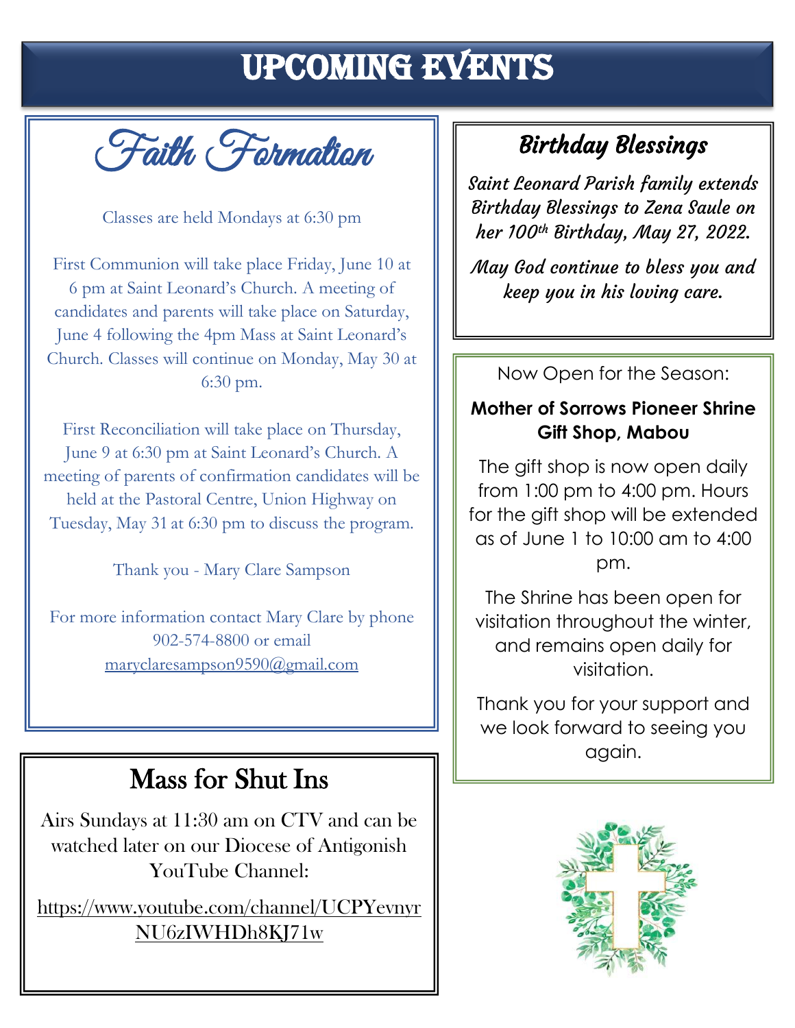# UPCOMING EVENTS

## Faith Formation

Classes are held Mondays at 6:30 pm

First Communion will take place Friday, June 10 at 6 pm at Saint Leonard's Church. A meeting of candidates and parents will take place on Saturday, June 4 following the 4pm Mass at Saint Leonard's Church. Classes will continue on Monday, May 30 at 6:30 pm.

First Reconciliation will take place on Thursday, June 9 at 6:30 pm at Saint Leonard's Church. A meeting of parents of confirmation candidates will be held at the Pastoral Centre, Union Highway on Tuesday, May 31 at 6:30 pm to discuss the program.

Thank you - Mary Clare Sampson

For more information contact Mary Clare by phone 902-574-8800 or email maryclaresampson9590@gmail.com

## Mass for Shut Ins

Airs Sundays at 11:30 am on CTV and can be watched later on our Diocese of Antigonish YouTube Channel:

https://www.youtube.com/channel/UCPYevnyrNU6zIWHDh8KJ71w

## *Birthday Blessings*

*Saint Leonard Parish family extends Birthday Blessings to Zena Saule on her 100th Birthday, May 27, 2022.*

*May God continue to bless you and keep you in his loving care.*

Now Open for the Season:

**Mother of Sorrows Pioneer Shrine Gift Shop, Mabou**

The gift shop is now open daily from 1:00 pm to 4:00 pm. Hours for the gift shop will be extended as of June 1 to 10:00 am to 4:00 pm.

The Shrine has been open for visitation throughout the winter, and remains open daily for visitation.

Thank you for your support and we look forward to seeing you again.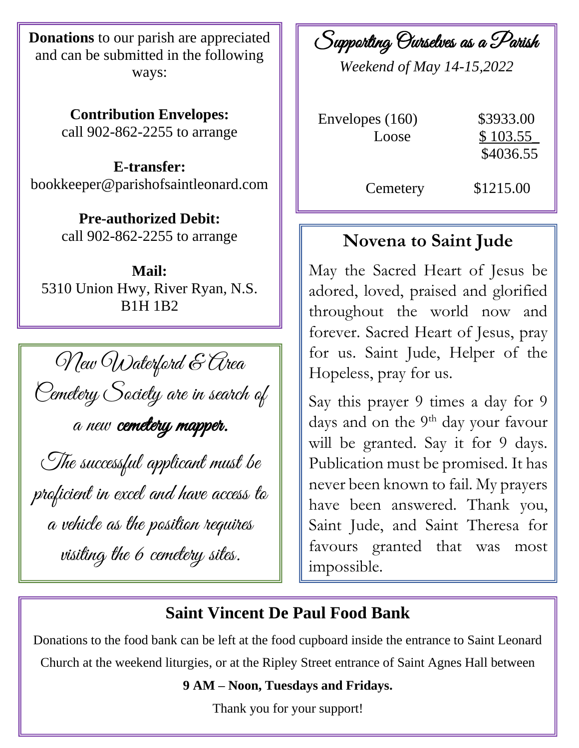**Donations** to our parish are appreciated and can be submitted in the following ways:

**Contribution Envelopes:**
call 902-862-2255 to arrange

**E-transfer:**
bookkeeper@parishofsaintleonard.com

**Pre-authorized Debit:**
call 902-862-2255 to arrange

**Mail:**
5310 Union Hwy, River Ryan, N.S.
B1H 1B2

New Waterford & Area Cemetery Society are in search of a new **cemetery mapper.**

The successful applicant must be proficient in excel and have access to a vehicle as the position requires visiting the 6 cemetery sites.

## Supporting Ourselves as a Parish

*Weekend of May 14-15,2022*

| | |
|---|---|
| Envelopes (160) | $3933.00 |
| Loose | $ 103.55 |
| | $4036.55 |
| Cemetery | $1215.00 |

## Novena to Saint Jude

May the Sacred Heart of Jesus be adored, loved, praised and glorified throughout the world now and forever. Sacred Heart of Jesus, pray for us. Saint Jude, Helper of the Hopeless, pray for us.

Say this prayer 9 times a day for 9 days and on the 9th day your favour will be granted. Say it for 9 days. Publication must be promised. It has never been known to fail. My prayers have been answered. Thank you, Saint Jude, and Saint Theresa for favours granted that was most impossible.

## Saint Vincent De Paul Food Bank

Donations to the food bank can be left at the food cupboard inside the entrance to Saint Leonard Church at the weekend liturgies, or at the Ripley Street entrance of Saint Agnes Hall between

**9 AM – Noon, Tuesdays and Fridays.**

Thank you for your support!